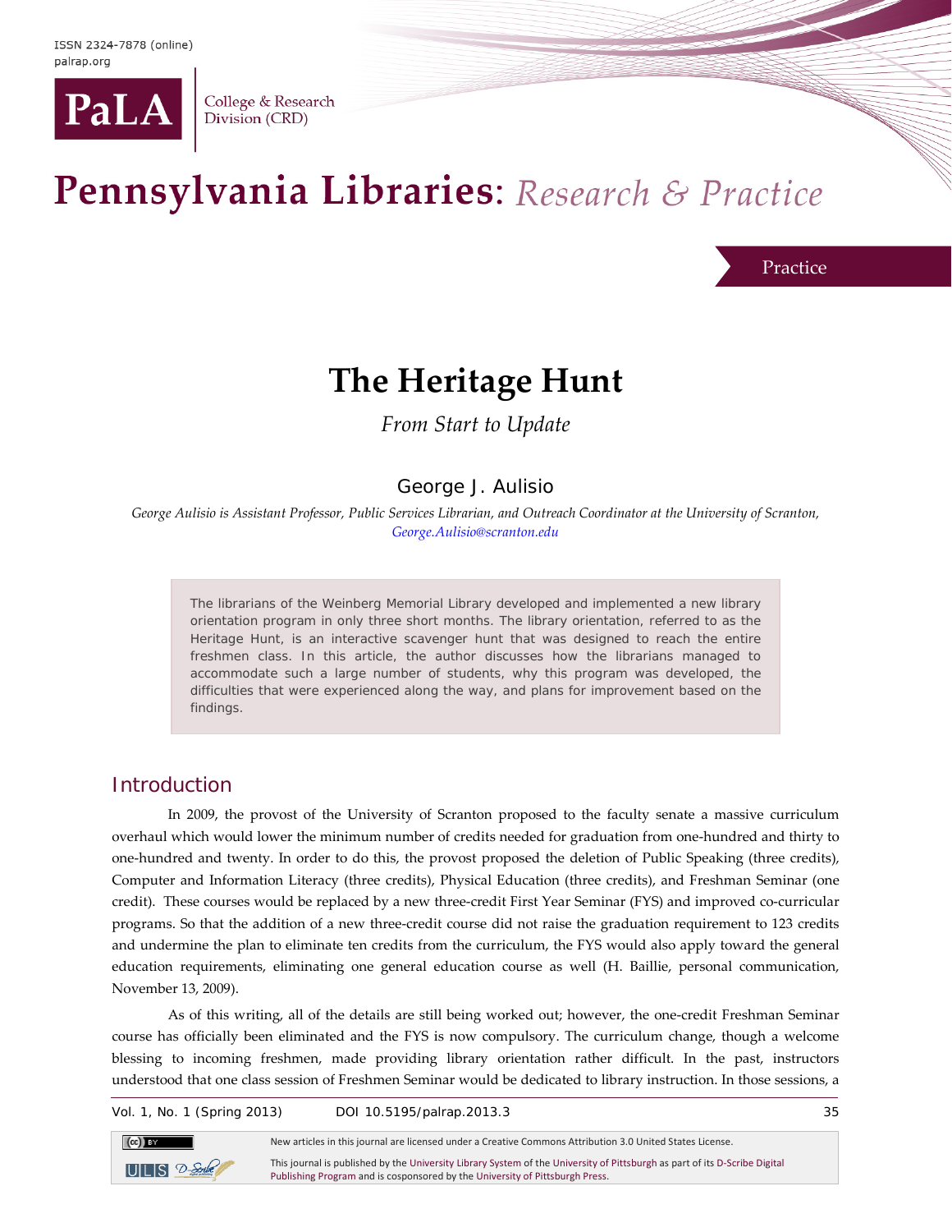# The Heritage Hunt

*From Start to Update*

George J. Aulisio

*George Aulisio is Assistant Professor, Public Services Librarian, and Outreach Coordinator at the University of Scranton, George.Aulisio@scranton.edu*

> The librarians of the Weinberg Memorial Library developed and implemented a new library orientation program in only three short months. The library orientation, referred to as the Heritage Hunt, is an interactive scavenger hunt that was designed to reach the entire freshmen class. In this article, the author discusses how the librarians managed to accommodate such a large number of students, why this program was developed, the difficulties that were experienced along the way, and plans for improvement based on the findings.

## Introduction

In 2009, the provost of the University of Scranton proposed to the faculty senate a massive curriculum overhaul which would lower the minimum number of credits needed for graduation from one-hundred and thirty to one-hundred and twenty. In order to do this, the provost proposed the deletion of Public Speaking (three credits), Computer and Information Literacy (three credits), Physical Education (three credits), and Freshman Seminar (one credit). These courses would be replaced by a new three-credit First Year Seminar (FYS) and improved co-curricular programs. So that the addition of a new three-credit course did not raise the graduation requirement to 123 credits and undermine the plan to eliminate ten credits from the curriculum, the FYS would also apply toward the general education requirements, eliminating one general education course as well (H. Baillie, personal communication, November 13, 2009).

As of this writing, all of the details are still being worked out; however, the one-credit Freshman Seminar course has officially been eliminated and the FYS is now compulsory. The curriculum change, though a welcome blessing to incoming freshmen, made providing library orientation rather difficult. In the past, instructors understood that one class session of Freshmen Seminar would be dedicated to library instruction. In those sessions, a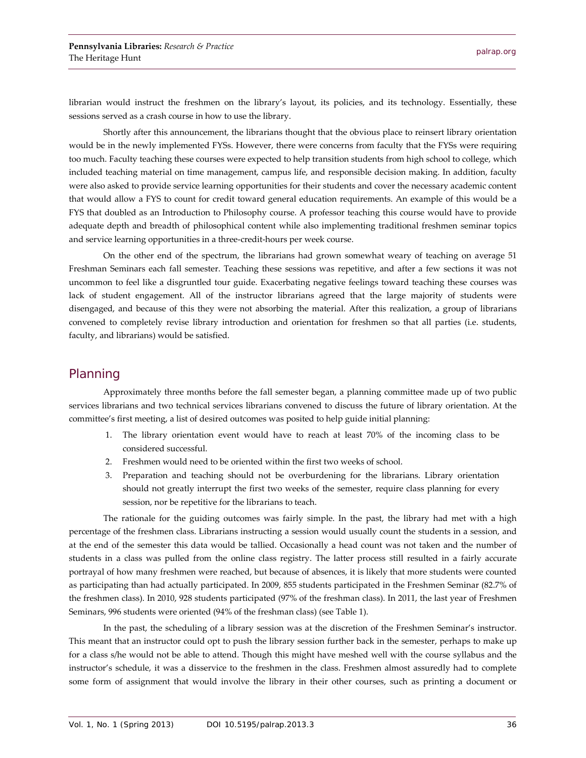librarian would instruct the freshmen on the library's layout, its policies, and its technology. Essentially, these sessions served as a crash course in how to use the library.

Shortly after this announcement, the librarians thought that the obvious place to reinsert library orientation would be in the newly implemented FYSs. However, there were concerns from faculty that the FYSs were requiring too much. Faculty teaching these courses were expected to help transition students from high school to college, which included teaching material on time management, campus life, and responsible decision making. In addition, faculty were also asked to provide service learning opportunities for their students and cover the necessary academic content that would allow a FYS to count for credit toward general education requirements. An example of this would be a FYS that doubled as an Introduction to Philosophy course. A professor teaching this course would have to provide adequate depth and breadth of philosophical content while also implementing traditional freshmen seminar topics and service learning opportunities in a three-credit-hours per week course.

On the other end of the spectrum, the librarians had grown somewhat weary of teaching on average 51 Freshman Seminars each fall semester. Teaching these sessions was repetitive, and after a few sections it was not uncommon to feel like a disgruntled tour guide. Exacerbating negative feelings toward teaching these courses was lack of student engagement. All of the instructor librarians agreed that the large majority of students were disengaged, and because of this they were not absorbing the material. After this realization, a group of librarians convened to completely revise library introduction and orientation for freshmen so that all parties (i.e. students, faculty, and librarians) would be satisfied.

## Planning

Approximately three months before the fall semester began, a planning committee made up of two public services librarians and two technical services librarians convened to discuss the future of library orientation. At the committee's first meeting, a list of desired outcomes was posited to help guide initial planning:

1. The library orientation event would have to reach at least 70% of the incoming class to be considered successful.
2. Freshmen would need to be oriented within the first two weeks of school.
3. Preparation and teaching should not be overburdening for the librarians. Library orientation should not greatly interrupt the first two weeks of the semester, require class planning for every session, nor be repetitive for the librarians to teach.

The rationale for the guiding outcomes was fairly simple. In the past, the library had met with a high percentage of the freshmen class. Librarians instructing a session would usually count the students in a session, and at the end of the semester this data would be tallied. Occasionally a head count was not taken and the number of students in a class was pulled from the online class registry. The latter process still resulted in a fairly accurate portrayal of how many freshmen were reached, but because of absences, it is likely that more students were counted as participating than had actually participated. In 2009, 855 students participated in the Freshmen Seminar (82.7% of the freshmen class). In 2010, 928 students participated (97% of the freshman class). In 2011, the last year of Freshmen Seminars, 996 students were oriented (94% of the freshman class) (see Table 1).

In the past, the scheduling of a library session was at the discretion of the Freshmen Seminar's instructor. This meant that an instructor could opt to push the library session further back in the semester, perhaps to make up for a class s/he would not be able to attend. Though this might have meshed well with the course syllabus and the instructor's schedule, it was a disservice to the freshmen in the class. Freshmen almost assuredly had to complete some form of assignment that would involve the library in their other courses, such as printing a document or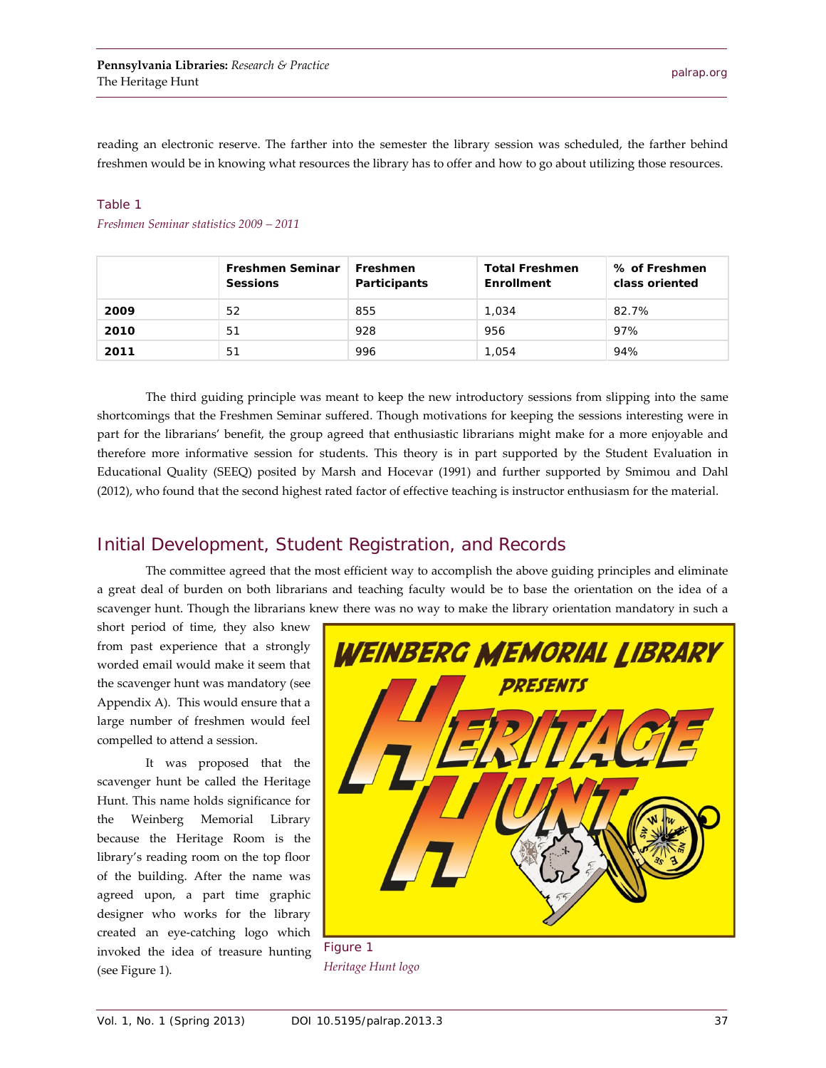reading an electronic reserve. The farther into the semester the library session was scheduled, the farther behind freshmen would be in knowing what resources the library has to offer and how to go about utilizing those resources.

Table 1

*Freshmen Seminar statistics 2009 – 2011*

| | Freshmen Seminar Sessions | Freshmen Participants | Total Freshmen Enrollment | % of Freshmen class oriented |
|---|---|---|---|---|
| **2009** | 52 | 855 | 1,034 | 82.7% |
| **2010** | 51 | 928 | 956 | 97% |
| **2011** | 51 | 996 | 1,054 | 94% |

The third guiding principle was meant to keep the new introductory sessions from slipping into the same shortcomings that the Freshmen Seminar suffered. Though motivations for keeping the sessions interesting were in part for the librarians' benefit, the group agreed that enthusiastic librarians might make for a more enjoyable and therefore more informative session for students. This theory is in part supported by the Student Evaluation in Educational Quality (SEEQ) posited by Marsh and Hocevar (1991) and further supported by Smimou and Dahl (2012), who found that the second highest rated factor of effective teaching is instructor enthusiasm for the material.

## Initial Development, Student Registration, and Records

The committee agreed that the most efficient way to accomplish the above guiding principles and eliminate a great deal of burden on both librarians and teaching faculty would be to base the orientation on the idea of a scavenger hunt. Though the librarians knew there was no way to make the library orientation mandatory in such a short period of time, they also knew from past experience that a strongly worded email would make it seem that the scavenger hunt was mandatory (see Appendix A). This would ensure that a large number of freshmen would feel compelled to attend a session.

It was proposed that the scavenger hunt be called the Heritage Hunt. This name holds significance for the Weinberg Memorial Library because the Heritage Room is the library's reading room on the top floor of the building. After the name was agreed upon, a part time graphic designer who works for the library created an eye-catching logo which invoked the idea of treasure hunting (see Figure 1).

Figure 1

*Heritage Hunt logo*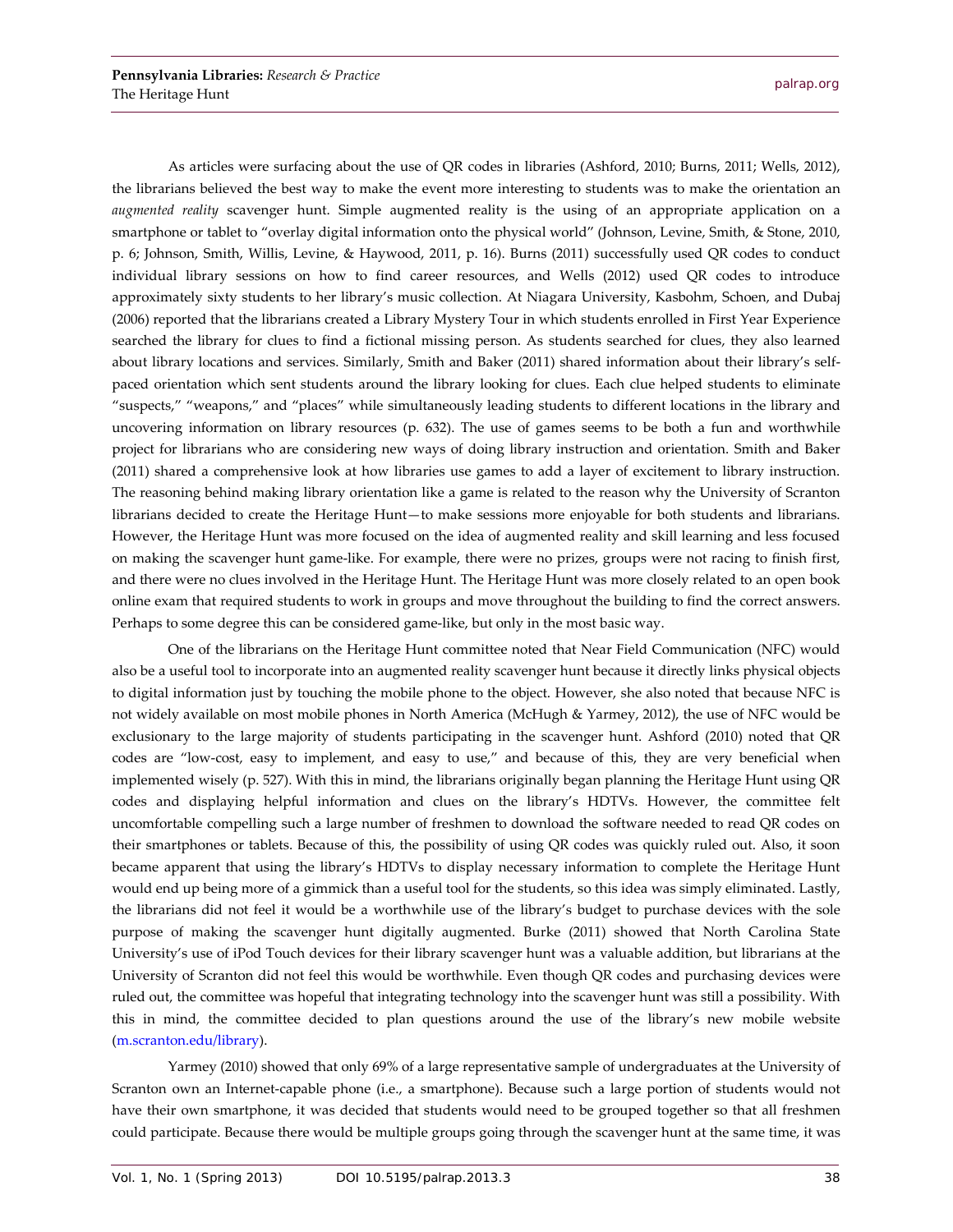As articles were surfacing about the use of QR codes in libraries (Ashford, 2010; Burns, 2011; Wells, 2012), the librarians believed the best way to make the event more interesting to students was to make the orientation an *augmented reality* scavenger hunt. Simple augmented reality is the using of an appropriate application on a smartphone or tablet to "overlay digital information onto the physical world" (Johnson, Levine, Smith, & Stone, 2010, p. 6; Johnson, Smith, Willis, Levine, & Haywood, 2011, p. 16). Burns (2011) successfully used QR codes to conduct individual library sessions on how to find career resources, and Wells (2012) used QR codes to introduce approximately sixty students to her library's music collection. At Niagara University, Kasbohm, Schoen, and Dubaj (2006) reported that the librarians created a Library Mystery Tour in which students enrolled in First Year Experience searched the library for clues to find a fictional missing person. As students searched for clues, they also learned about library locations and services. Similarly, Smith and Baker (2011) shared information about their library's self-paced orientation which sent students around the library looking for clues. Each clue helped students to eliminate "suspects," "weapons," and "places" while simultaneously leading students to different locations in the library and uncovering information on library resources (p. 632). The use of games seems to be both a fun and worthwhile project for librarians who are considering new ways of doing library instruction and orientation. Smith and Baker (2011) shared a comprehensive look at how libraries use games to add a layer of excitement to library instruction. The reasoning behind making library orientation like a game is related to the reason why the University of Scranton librarians decided to create the Heritage Hunt—to make sessions more enjoyable for both students and librarians. However, the Heritage Hunt was more focused on the idea of augmented reality and skill learning and less focused on making the scavenger hunt game-like. For example, there were no prizes, groups were not racing to finish first, and there were no clues involved in the Heritage Hunt. The Heritage Hunt was more closely related to an open book online exam that required students to work in groups and move throughout the building to find the correct answers. Perhaps to some degree this can be considered game-like, but only in the most basic way.

One of the librarians on the Heritage Hunt committee noted that Near Field Communication (NFC) would also be a useful tool to incorporate into an augmented reality scavenger hunt because it directly links physical objects to digital information just by touching the mobile phone to the object. However, she also noted that because NFC is not widely available on most mobile phones in North America (McHugh & Yarmey, 2012), the use of NFC would be exclusionary to the large majority of students participating in the scavenger hunt. Ashford (2010) noted that QR codes are "low-cost, easy to implement, and easy to use," and because of this, they are very beneficial when implemented wisely (p. 527). With this in mind, the librarians originally began planning the Heritage Hunt using QR codes and displaying helpful information and clues on the library's HDTVs. However, the committee felt uncomfortable compelling such a large number of freshmen to download the software needed to read QR codes on their smartphones or tablets. Because of this, the possibility of using QR codes was quickly ruled out. Also, it soon became apparent that using the library's HDTVs to display necessary information to complete the Heritage Hunt would end up being more of a gimmick than a useful tool for the students, so this idea was simply eliminated. Lastly, the librarians did not feel it would be a worthwhile use of the library's budget to purchase devices with the sole purpose of making the scavenger hunt digitally augmented. Burke (2011) showed that North Carolina State University's use of iPod Touch devices for their library scavenger hunt was a valuable addition, but librarians at the University of Scranton did not feel this would be worthwhile. Even though QR codes and purchasing devices were ruled out, the committee was hopeful that integrating technology into the scavenger hunt was still a possibility. With this in mind, the committee decided to plan questions around the use of the library's new mobile website (m.scranton.edu/library).

Yarmey (2010) showed that only 69% of a large representative sample of undergraduates at the University of Scranton own an Internet-capable phone (i.e., a smartphone). Because such a large portion of students would not have their own smartphone, it was decided that students would need to be grouped together so that all freshmen could participate. Because there would be multiple groups going through the scavenger hunt at the same time, it was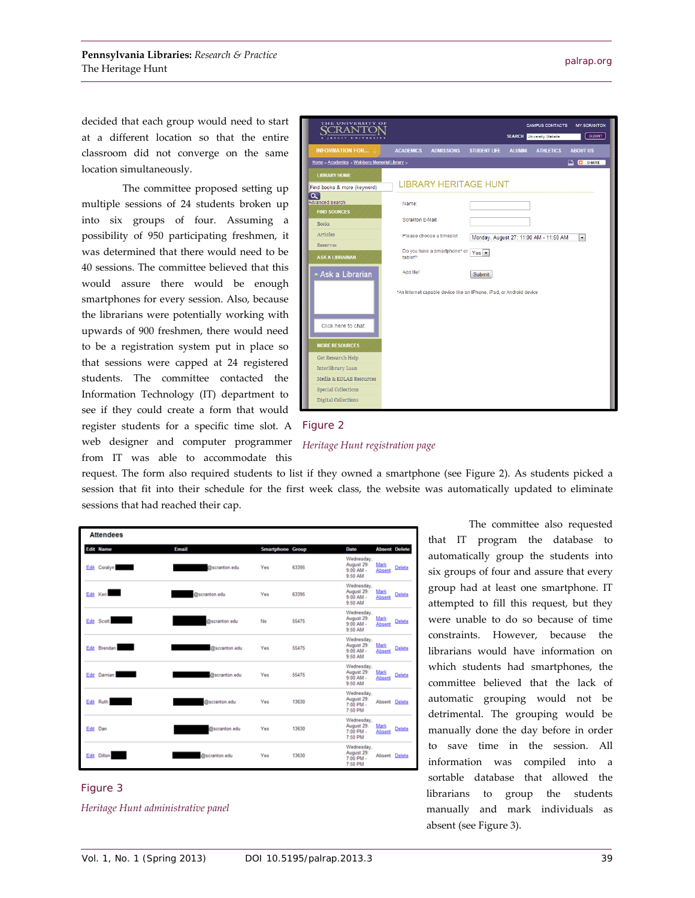decided that each group would need to start at a different location so that the entire classroom did not converge on the same location simultaneously.

The committee proposed setting up multiple sessions of 24 students broken into six groups of four. Assuming a possibility of 950 participating freshmen, it was determined that there would need to be 40 sessions. The committee believed that this would assure there would be enough smartphones for every session. Also, because the librarians were potentially working with upwards of 900 freshmen, there would need to be a registration system put in place so that sessions were capped at 24 registered students. The committee contacted the Information Technology (IT) department to see if they could create a form that would register students for a specific time slot. A web designer and computer programmer from IT was able to accommodate this request. The form also required students to list if they owned a smartphone (see Figure 2). As students picked a session that fit into their schedule for the first week class, the website was automatically updated to eliminate sessions that had reached their cap.

Figure 2

*Heritage Hunt registration page*

The committee also requested that IT program the database to automatically group the students into six groups of four and assure that every group had at least one smartphone. IT attempted to fill this request, but they were unable to do so because of time constraints. However, because the librarians would have information on which students had smartphones, the committee believed that the lack of automatic grouping would not be detrimental. The grouping would be manually done the day before in order to save time in the session. All information was compiled into a sortable database that allowed the librarians to group the students manually and mark individuals as absent (see Figure 3).

Figure 3

*Heritage Hunt administrative panel*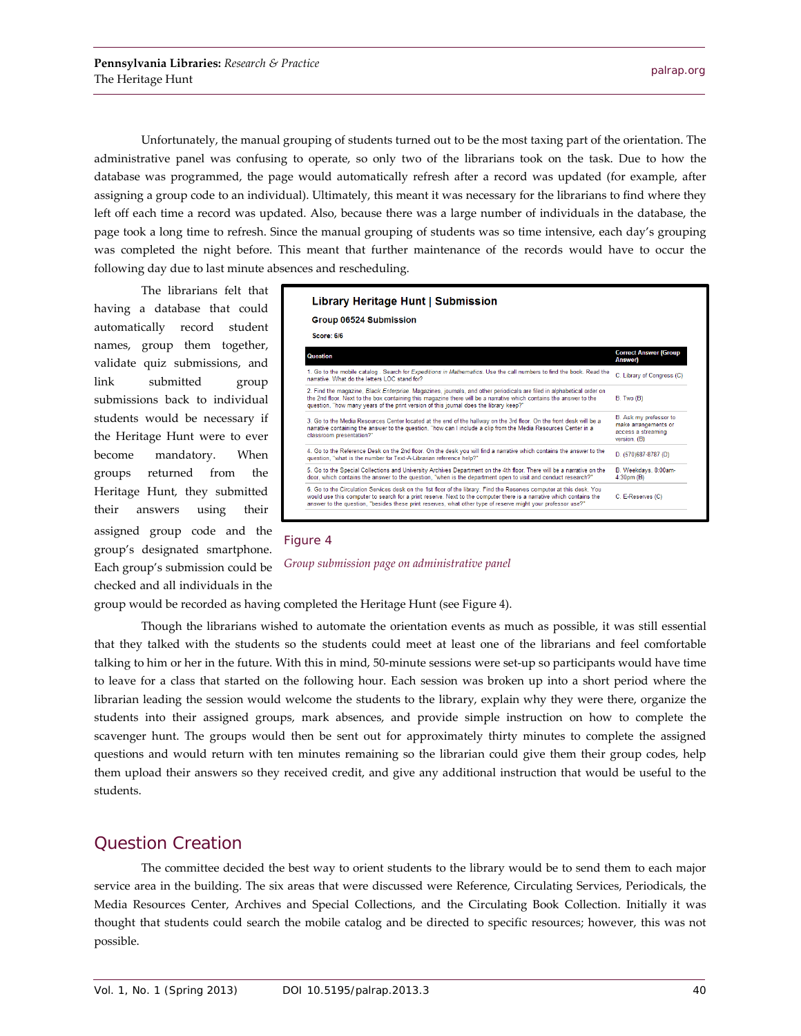Unfortunately, the manual grouping of students turned out to be the most taxing part of the orientation. The administrative panel was confusing to operate, so only two of the librarians took on the task. Due to how the database was programmed, the page would automatically refresh after a record was updated (for example, after assigning a group code to an individual). Ultimately, this meant it was necessary for the librarians to find where they left off each time a record was updated. Also, because there was a large number of individuals in the database, the page took a long time to refresh. Since the manual grouping of students was so time intensive, each day's grouping was completed the night before. This meant that further maintenance of the records would have to occur the following day due to last minute absences and rescheduling.

The librarians felt that having a database that could automatically record student names, group them together, validate quiz submissions, and link submitted group submissions back to individual students would be necessary if the Heritage Hunt were to ever become mandatory. When groups returned from the Heritage Hunt, they submitted their answers using their assigned group code and the group's designated smartphone. Each group's submission could be checked and all individuals in the group would be recorded as having completed the Heritage Hunt (see Figure 4).

**Library Heritage Hunt | Submission**

**Group 06524 Submission**

**Score: 6/6**

| Question | Correct Answer (Group Answer) |
| --- | --- |
| 1. Go to the mobile catalog . Search for *Expeditions in Mathematics*. Use the call numbers to find the book. Read the narrative. What do the letters LOC stand for? | C. Library of Congress (C) |
| 2. Find the magazine, *Black Enterprise*. Magazines, journals, and other periodicals are filed in alphabetical order on the 2nd floor. Next to the box containing this magazine there will be a narrative which contains the answer to the question, "how many years of the print version of this journal does the library keep?" | B. Two (B) |
| 3. Go to the Media Resources Center located at the end of the hallway on the 3rd floor. On the front desk will be a narrative containing the answer to the question, "how can I include a clip from the Media Resources Center in a classroom presentation?" | B. Ask my professor to make arrangements or access a streaming version. (B) |
| 4. Go to the Reference Desk on the 2nd floor. On the desk you will find a narrative which contains the answer to the question, "what is the number for Text-A-Librarian reference help?" | D. (570)687-8787 (D) |
| 5. Go to the Special Collections and University Archives Department on the 4th floor. There will be a narrative on the door, which contains the answer to the question, "when is the department open to visit and conduct research?" | B. Weekdays, 8:00am-4:30pm (B) |
| 6. Go to the Circulation Services desk on the 1st floor of the library. Find the Reserves computer at this desk. You would use this computer to search for a print reserve. Next to the computer there is a narrative which contains the answer to the question, "besides these print reserves, what other type of reserve might your professor use?" | C. E-Reserves (C) |

Figure 4

*Group submission page on administrative panel*

Though the librarians wished to automate the orientation events as much as possible, it was still essential that they talked with the students so the students could meet at least one of the librarians and feel comfortable talking to him or her in the future. With this in mind, 50-minute sessions were set-up so participants would have time to leave for a class that started on the following hour. Each session was broken up into a short period where the librarian leading the session would welcome the students to the library, explain why they were there, organize the students into their assigned groups, mark absences, and provide simple instruction on how to complete the scavenger hunt. The groups would then be sent out for approximately thirty minutes to complete the assigned questions and would return with ten minutes remaining so the librarian could give them their group codes, help them upload their answers so they received credit, and give any additional instruction that would be useful to the students.

## Question Creation

The committee decided the best way to orient students to the library would be to send them to each major service area in the building. The six areas that were discussed were Reference, Circulating Services, Periodicals, the Media Resources Center, Archives and Special Collections, and the Circulating Book Collection. Initially it was thought that students could search the mobile catalog and be directed to specific resources; however, this was not possible.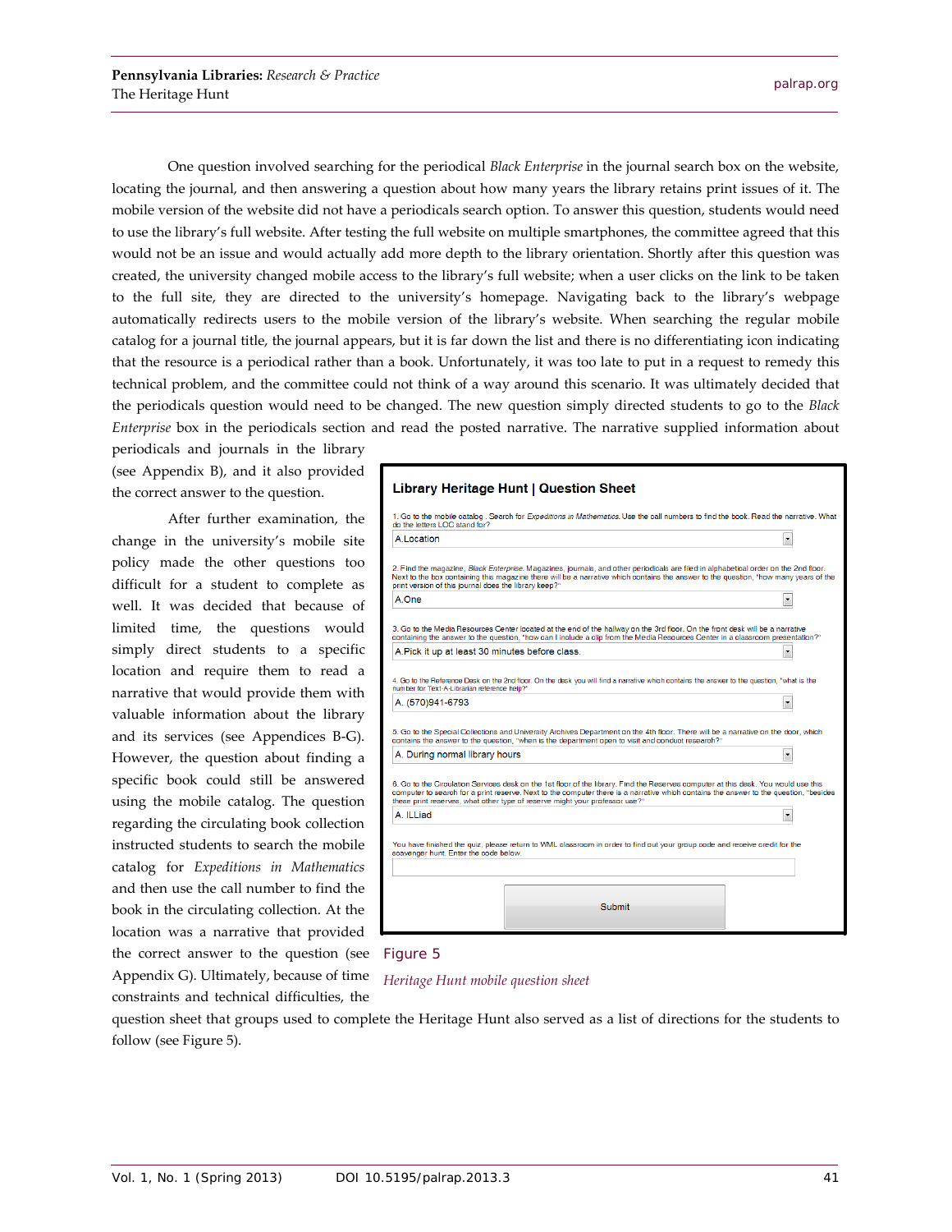One question involved searching for the periodical *Black Enterprise* in the journal search box on the website, locating the journal, and then answering a question about how many years the library retains print issues of it. The mobile version of the website did not have a periodicals search option. To answer this question, students would need to use the library's full website. After testing the full website on multiple smartphones, the committee agreed that this would not be an issue and would actually add more depth to the library orientation. Shortly after this question was created, the university changed mobile access to the library's full website; when a user clicks on the link to be taken to the full site, they are directed to the university's homepage. Navigating back to the library's webpage automatically redirects users to the mobile version of the library's website. When searching the regular mobile catalog for a journal title, the journal appears, but it is far down the list and there is no differentiating icon indicating that the resource is a periodical rather than a book. Unfortunately, it was too late to put in a request to remedy this technical problem, and the committee could not think of a way around this scenario. It was ultimately decided that the periodicals question would need to be changed. The new question simply directed students to go to the *Black Enterprise* box in the periodicals section and read the posted narrative. The narrative supplied information about periodicals and journals in the library (see Appendix B), and it also provided the correct answer to the question.

After further examination, the change in the university's mobile site policy made the other questions too difficult for a student to complete as well. It was decided that because of limited time, the questions would simply direct students to a specific location and require them to read a narrative that would provide them with valuable information about the library and its services (see Appendices B-G). However, the question about finding a specific book could still be answered using the mobile catalog. The question regarding the circulating book collection instructed students to search the mobile catalog for *Expeditions in Mathematics* and then use the call number to find the book in the circulating collection. At the location was a narrative that provided the correct answer to the question (see Appendix G). Ultimately, because of time constraints and technical difficulties, the question sheet that groups used to complete the Heritage Hunt also served as a list of directions for the students to follow (see Figure 5).

**Library Heritage Hunt | Question Sheet**

1. Go to the mobile catalog . Search for *Expeditions in Mathematics*. Use the call numbers to find the book. Read the narrative. What do the letters LOC stand for?
   A.Location

2. Find the magazine, *Black Enterprise*. Magazines, journals, and other periodicals are filed in alphabetical order on the 2nd floor. Next to the box containing this magazine there will be a narrative which contains the answer to the question, "how many years of the print version of this journal does the library keep?"
   A.One

3. Go to the Media Resources Center located at the end of the hallway on the 3rd floor. On the front desk will be a narrative containing the answer to the question, "how can I include a clip from the Media Resources Center in a classroom presentation?"
   A.Pick it up at least 30 minutes before class.

4. Go to the Reference Desk on the 2nd floor. On the desk you will find a narrative which contains the answer to the question, "what is the number for Text-A-Librarian reference help?"
   A. (570)941-6793

5. Go to the Special Collections and University Archives Department on the 4th floor. There will be a narrative on the door, which contains the answer to the question, "when is the department open to visit and conduct research?"
   A. During normal library hours

6. Go to the Circulation Services desk on the 1st floor of the library. Find the Reserves computer at this desk. You would use this computer to search for a print reserve. Next to the computer there is a narrative which contains the answer to the question, "besides these print reserves, what other type of reserve might your professor use?"
   A. ILLiad

You have finished the quiz, please return to WML classroom in order to find out your group code and receive credit for the scavenger hunt. Enter the code below.

Submit

Figure 5

*Heritage Hunt mobile question sheet*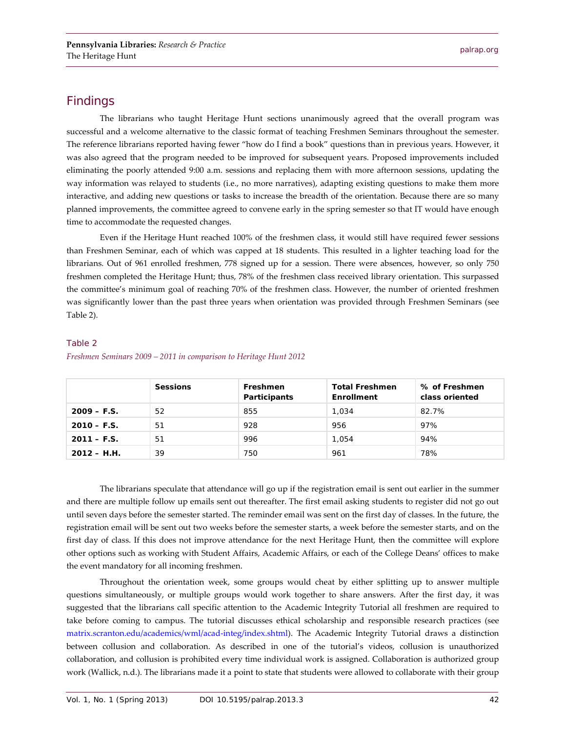## Findings

The librarians who taught Heritage Hunt sections unanimously agreed that the overall program was successful and a welcome alternative to the classic format of teaching Freshmen Seminars throughout the semester. The reference librarians reported having fewer "how do I find a book" questions than in previous years. However, it was also agreed that the program needed to be improved for subsequent years. Proposed improvements included eliminating the poorly attended 9:00 a.m. sessions and replacing them with more afternoon sessions, updating the way information was relayed to students (i.e., no more narratives), adapting existing questions to make them more interactive, and adding new questions or tasks to increase the breadth of the orientation. Because there are so many planned improvements, the committee agreed to convene early in the spring semester so that IT would have enough time to accommodate the requested changes.

Even if the Heritage Hunt reached 100% of the freshmen class, it would still have required fewer sessions than Freshmen Seminar, each of which was capped at 18 students. This resulted in a lighter teaching load for the librarians. Out of 961 enrolled freshmen, 778 signed up for a session. There were absences, however, so only 750 freshmen completed the Heritage Hunt; thus, 78% of the freshmen class received library orientation. This surpassed the committee's minimum goal of reaching 70% of the freshmen class. However, the number of oriented freshmen was significantly lower than the past three years when orientation was provided through Freshmen Seminars (see Table 2).

Table 2

*Freshmen Seminars 2009 – 2011 in comparison to Heritage Hunt 2012*

| | Sessions | Freshmen Participants | Total Freshmen Enrollment | % of Freshmen class oriented |
|---|---|---|---|---|
| **2009 – F.S.** | 52 | 855 | 1,034 | 82.7% |
| **2010 – F.S.** | 51 | 928 | 956 | 97% |
| **2011 – F.S.** | 51 | 996 | 1,054 | 94% |
| **2012 – H.H.** | 39 | 750 | 961 | 78% |

The librarians speculate that attendance will go up if the registration email is sent out earlier in the summer and there are multiple follow up emails sent out thereafter. The first email asking students to register did not go out until seven days before the semester started. The reminder email was sent on the first day of classes. In the future, the registration email will be sent out two weeks before the semester starts, a week before the semester starts, and on the first day of class. If this does not improve attendance for the next Heritage Hunt, then the committee will explore other options such as working with Student Affairs, Academic Affairs, or each of the College Deans' offices to make the event mandatory for all incoming freshmen.

Throughout the orientation week, some groups would cheat by either splitting up to answer multiple questions simultaneously, or multiple groups would work together to share answers. After the first day, it was suggested that the librarians call specific attention to the Academic Integrity Tutorial all freshmen are required to take before coming to campus. The tutorial discusses ethical scholarship and responsible research practices (see matrix.scranton.edu/academics/wml/acad-integ/index.shtml). The Academic Integrity Tutorial draws a distinction between collusion and collaboration. As described in one of the tutorial's videos, collusion is unauthorized collaboration, and collusion is prohibited every time individual work is assigned. Collaboration is authorized group work (Wallick, n.d.). The librarians made it a point to state that students were allowed to collaborate with their group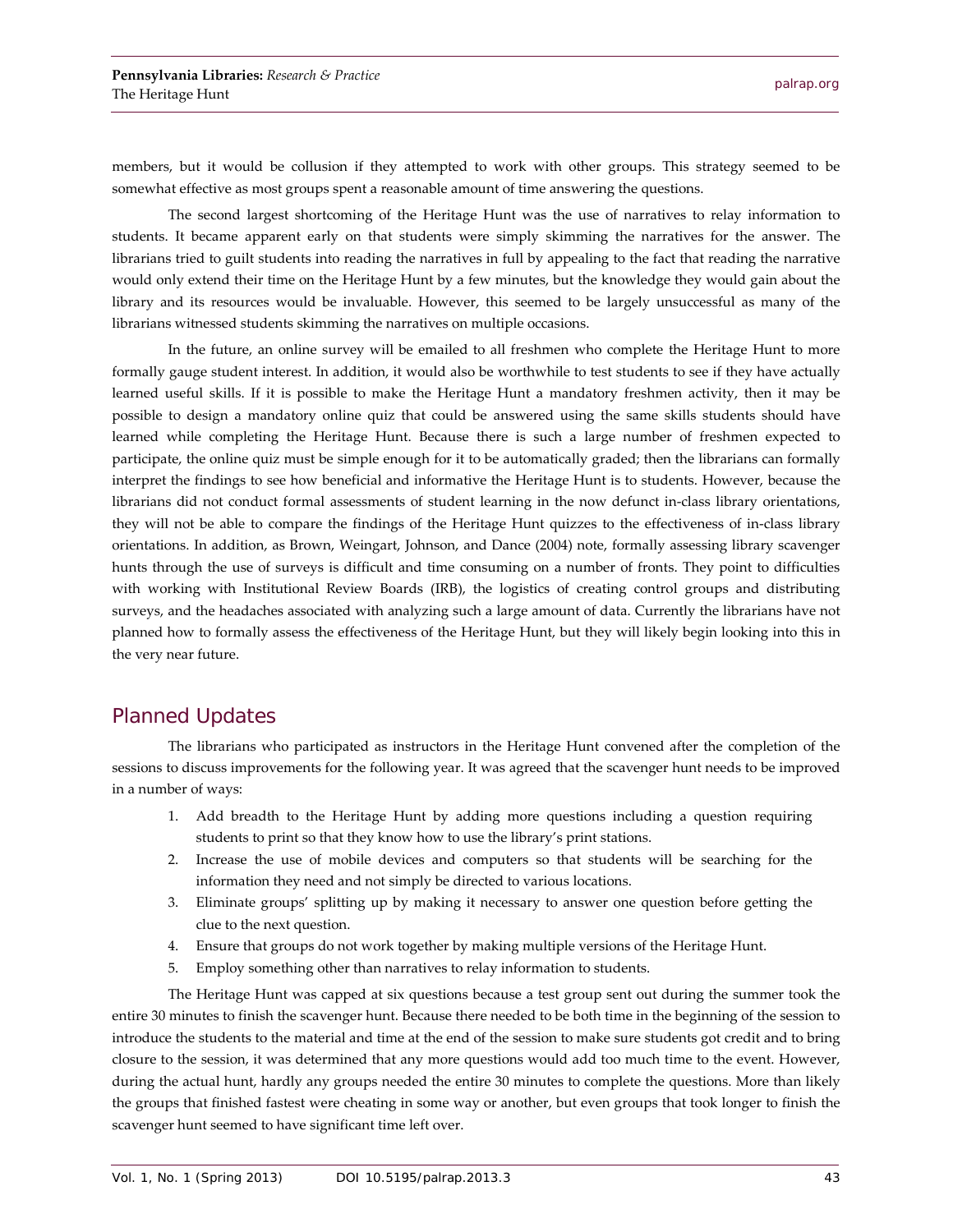members, but it would be collusion if they attempted to work with other groups. This strategy seemed to be somewhat effective as most groups spent a reasonable amount of time answering the questions.

The second largest shortcoming of the Heritage Hunt was the use of narratives to relay information to students. It became apparent early on that students were simply skimming the narratives for the answer. The librarians tried to guilt students into reading the narratives in full by appealing to the fact that reading the narrative would only extend their time on the Heritage Hunt by a few minutes, but the knowledge they would gain about the library and its resources would be invaluable. However, this seemed to be largely unsuccessful as many of the librarians witnessed students skimming the narratives on multiple occasions.

In the future, an online survey will be emailed to all freshmen who complete the Heritage Hunt to more formally gauge student interest. In addition, it would also be worthwhile to test students to see if they have actually learned useful skills. If it is possible to make the Heritage Hunt a mandatory freshmen activity, then it may be possible to design a mandatory online quiz that could be answered using the same skills students should have learned while completing the Heritage Hunt. Because there is such a large number of freshmen expected to participate, the online quiz must be simple enough for it to be automatically graded; then the librarians can formally interpret the findings to see how beneficial and informative the Heritage Hunt is to students. However, because the librarians did not conduct formal assessments of student learning in the now defunct in-class library orientations, they will not be able to compare the findings of the Heritage Hunt quizzes to the effectiveness of in-class library orientations. In addition, as Brown, Weingart, Johnson, and Dance (2004) note, formally assessing library scavenger hunts through the use of surveys is difficult and time consuming on a number of fronts. They point to difficulties with working with Institutional Review Boards (IRB), the logistics of creating control groups and distributing surveys, and the headaches associated with analyzing such a large amount of data. Currently the librarians have not planned how to formally assess the effectiveness of the Heritage Hunt, but they will likely begin looking into this in the very near future.

## Planned Updates

The librarians who participated as instructors in the Heritage Hunt convened after the completion of the sessions to discuss improvements for the following year. It was agreed that the scavenger hunt needs to be improved in a number of ways:

1. Add breadth to the Heritage Hunt by adding more questions including a question requiring students to print so that they know how to use the library's print stations.
2. Increase the use of mobile devices and computers so that students will be searching for the information they need and not simply be directed to various locations.
3. Eliminate groups' splitting up by making it necessary to answer one question before getting the clue to the next question.
4. Ensure that groups do not work together by making multiple versions of the Heritage Hunt.
5. Employ something other than narratives to relay information to students.

The Heritage Hunt was capped at six questions because a test group sent out during the summer took the entire 30 minutes to finish the scavenger hunt. Because there needed to be both time in the beginning of the session to introduce the students to the material and time at the end of the session to make sure students got credit and to bring closure to the session, it was determined that any more questions would add too much time to the event. However, during the actual hunt, hardly any groups needed the entire 30 minutes to complete the questions. More than likely the groups that finished fastest were cheating in some way or another, but even groups that took longer to finish the scavenger hunt seemed to have significant time left over.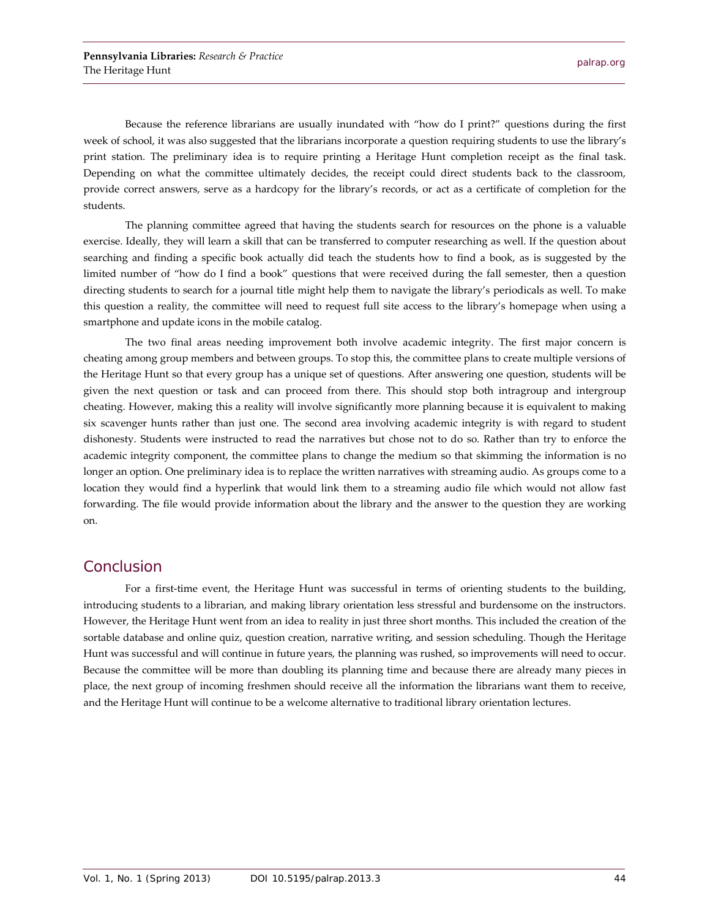Because the reference librarians are usually inundated with "how do I print?" questions during the first week of school, it was also suggested that the librarians incorporate a question requiring students to use the library's print station. The preliminary idea is to require printing a Heritage Hunt completion receipt as the final task. Depending on what the committee ultimately decides, the receipt could direct students back to the classroom, provide correct answers, serve as a hardcopy for the library's records, or act as a certificate of completion for the students.

The planning committee agreed that having the students search for resources on the phone is a valuable exercise. Ideally, they will learn a skill that can be transferred to computer researching as well. If the question about searching and finding a specific book actually did teach the students how to find a book, as is suggested by the limited number of "how do I find a book" questions that were received during the fall semester, then a question directing students to search for a journal title might help them to navigate the library's periodicals as well. To make this question a reality, the committee will need to request full site access to the library's homepage when using a smartphone and update icons in the mobile catalog.

The two final areas needing improvement both involve academic integrity. The first major concern is cheating among group members and between groups. To stop this, the committee plans to create multiple versions of the Heritage Hunt so that every group has a unique set of questions. After answering one question, students will be given the next question or task and can proceed from there. This should stop both intragroup and intergroup cheating. However, making this a reality will involve significantly more planning because it is equivalent to making six scavenger hunts rather than just one. The second area involving academic integrity is with regard to student dishonesty. Students were instructed to read the narratives but chose not to do so. Rather than try to enforce the academic integrity component, the committee plans to change the medium so that skimming the information is no longer an option. One preliminary idea is to replace the written narratives with streaming audio. As groups come to a location they would find a hyperlink that would link them to a streaming audio file which would not allow fast forwarding. The file would provide information about the library and the answer to the question they are working on.

## Conclusion

For a first-time event, the Heritage Hunt was successful in terms of orienting students to the building, introducing students to a librarian, and making library orientation less stressful and burdensome on the instructors. However, the Heritage Hunt went from an idea to reality in just three short months. This included the creation of the sortable database and online quiz, question creation, narrative writing, and session scheduling. Though the Heritage Hunt was successful and will continue in future years, the planning was rushed, so improvements will need to occur. Because the committee will be more than doubling its planning time and because there are already many pieces in place, the next group of incoming freshmen should receive all the information the librarians want them to receive, and the Heritage Hunt will continue to be a welcome alternative to traditional library orientation lectures.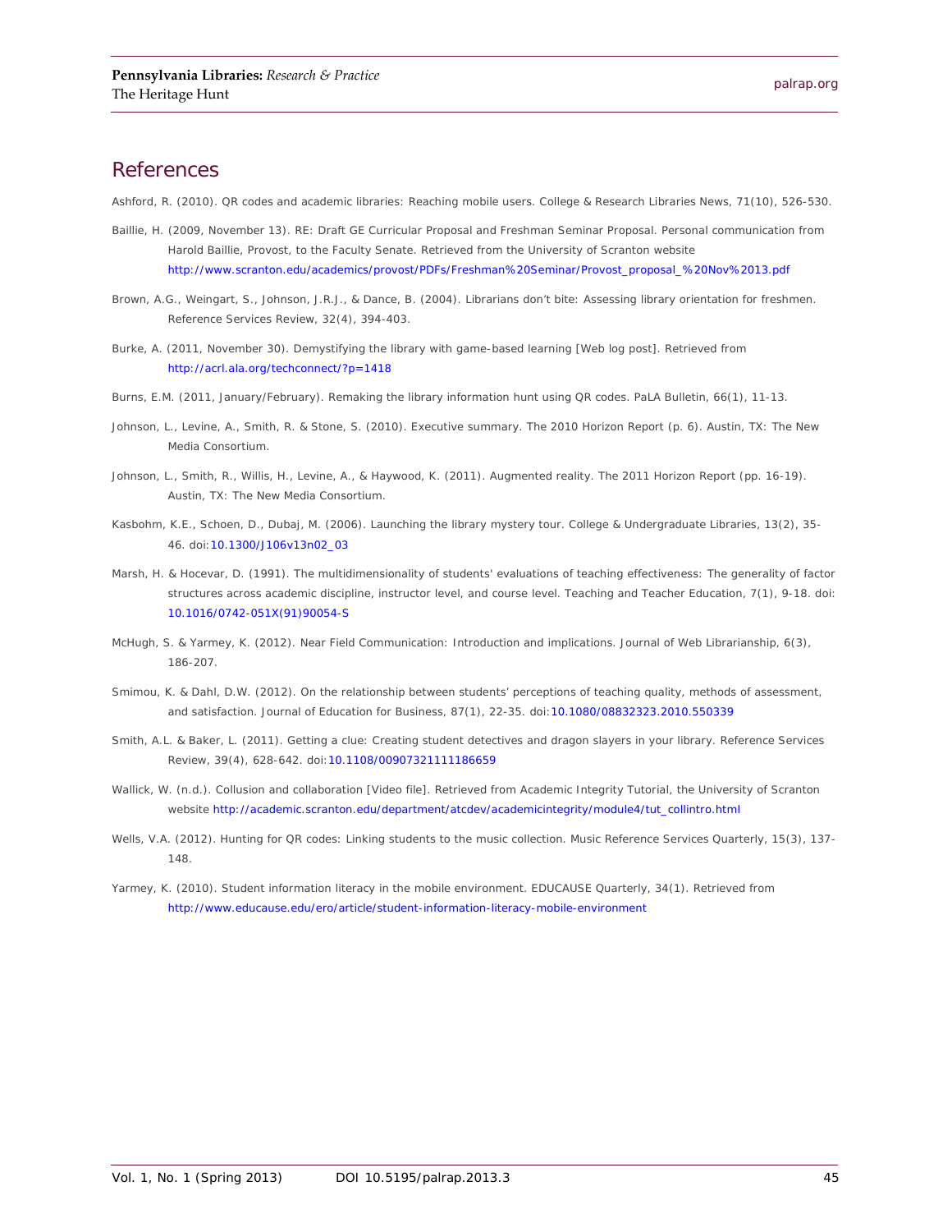## References

Ashford, R. (2010). QR codes and academic libraries: Reaching mobile users. College & Research Libraries News, 71(10), 526-530.

Baillie, H. (2009, November 13). RE: Draft GE Curricular Proposal and Freshman Seminar Proposal. Personal communication from Harold Baillie, Provost, to the Faculty Senate. Retrieved from the University of Scranton website http://www.scranton.edu/academics/provost/PDFs/Freshman%20Seminar/Provost_proposal_%20Nov%2013.pdf

Brown, A.G., Weingart, S., Johnson, J.R.J., & Dance, B. (2004). Librarians don't bite: Assessing library orientation for freshmen. Reference Services Review, 32(4), 394-403.

Burke, A. (2011, November 30). Demystifying the library with game-based learning [Web log post]. Retrieved from http://acrl.ala.org/techconnect/?p=1418

Burns, E.M. (2011, January/February). Remaking the library information hunt using QR codes. PaLA Bulletin, 66(1), 11-13.

Johnson, L., Levine, A., Smith, R. & Stone, S. (2010). Executive summary. The 2010 Horizon Report (p. 6). Austin, TX: The New Media Consortium.

Johnson, L., Smith, R., Willis, H., Levine, A., & Haywood, K. (2011). Augmented reality. The 2011 Horizon Report (pp. 16-19). Austin, TX: The New Media Consortium.

Kasbohm, K.E., Schoen, D., Dubaj, M. (2006). Launching the library mystery tour. College & Undergraduate Libraries, 13(2), 35-46. doi:10.1300/J106v13n02_03

Marsh, H. & Hocevar, D. (1991). The multidimensionality of students' evaluations of teaching effectiveness: The generality of factor structures across academic discipline, instructor level, and course level. Teaching and Teacher Education, 7(1), 9-18. doi: 10.1016/0742-051X(91)90054-S

McHugh, S. & Yarmey, K. (2012). Near Field Communication: Introduction and implications. Journal of Web Librarianship, 6(3), 186-207.

Smimou, K. & Dahl, D.W. (2012). On the relationship between students' perceptions of teaching quality, methods of assessment, and satisfaction. Journal of Education for Business, 87(1), 22-35. doi:10.1080/08832323.2010.550339

Smith, A.L. & Baker, L. (2011). Getting a clue: Creating student detectives and dragon slayers in your library. Reference Services Review, 39(4), 628-642. doi:10.1108/00907321111186659

Wallick, W. (n.d.). Collusion and collaboration [Video file]. Retrieved from Academic Integrity Tutorial, the University of Scranton website http://academic.scranton.edu/department/atcdev/academicintegrity/module4/tut_collintro.html

Wells, V.A. (2012). Hunting for QR codes: Linking students to the music collection. Music Reference Services Quarterly, 15(3), 137-148.

Yarmey, K. (2010). Student information literacy in the mobile environment. EDUCAUSE Quarterly, 34(1). Retrieved from http://www.educause.edu/ero/article/student-information-literacy-mobile-environment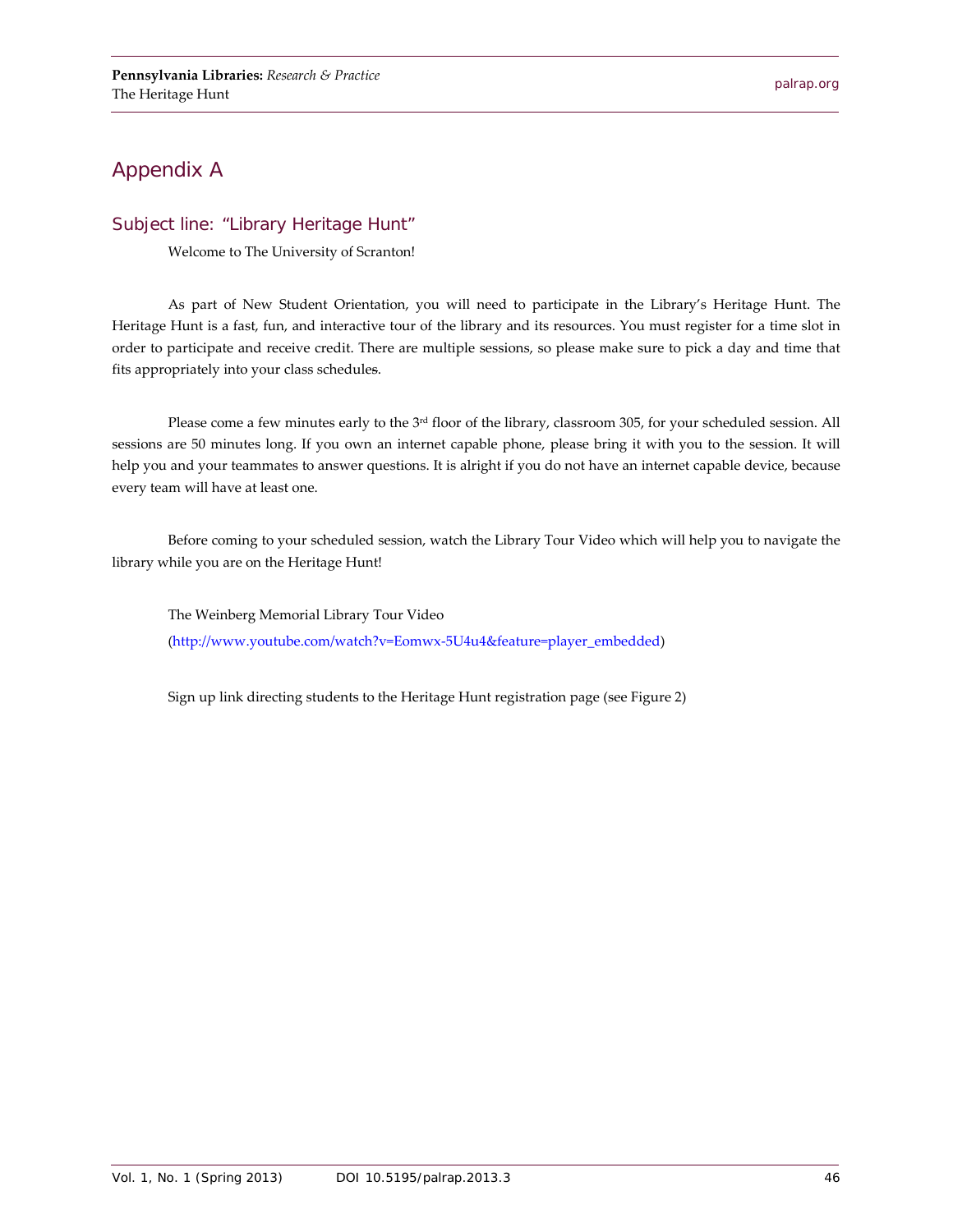# Appendix A

## Subject line: "Library Heritage Hunt"

Welcome to The University of Scranton!

As part of New Student Orientation, you will need to participate in the Library's Heritage Hunt. The Heritage Hunt is a fast, fun, and interactive tour of the library and its resources. You must register for a time slot in order to participate and receive credit. There are multiple sessions, so please make sure to pick a day and time that fits appropriately into your class schedules.

Please come a few minutes early to the 3rd floor of the library, classroom 305, for your scheduled session. All sessions are 50 minutes long. If you own an internet capable phone, please bring it with you to the session. It will help you and your teammates to answer questions. It is alright if you do not have an internet capable device, because every team will have at least one.

Before coming to your scheduled session, watch the Library Tour Video which will help you to navigate the library while you are on the Heritage Hunt!

The Weinberg Memorial Library Tour Video
(http://www.youtube.com/watch?v=Eomwx-5U4u4&feature=player_embedded)

Sign up link directing students to the Heritage Hunt registration page (see Figure 2)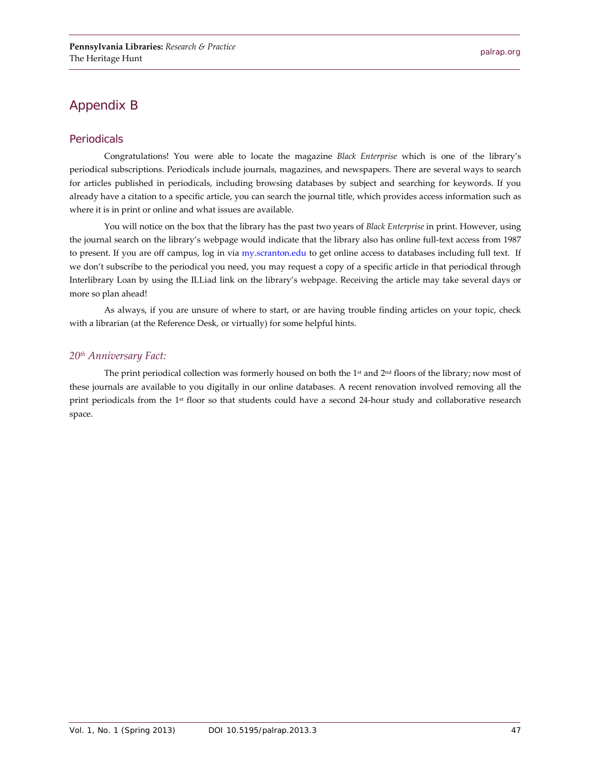## Appendix B

### Periodicals

Congratulations! You were able to locate the magazine *Black Enterprise* which is one of the library's periodical subscriptions. Periodicals include journals, magazines, and newspapers. There are several ways to search for articles published in periodicals, including browsing databases by subject and searching for keywords. If you already have a citation to a specific article, you can search the journal title, which provides access information such as where it is in print or online and what issues are available.

You will notice on the box that the library has the past two years of *Black Enterprise* in print. However, using the journal search on the library's webpage would indicate that the library also has online full-text access from 1987 to present. If you are off campus, log in via my.scranton.edu to get online access to databases including full text. If we don't subscribe to the periodical you need, you may request a copy of a specific article in that periodical through Interlibrary Loan by using the ILLiad link on the library's webpage. Receiving the article may take several days or more so plan ahead!

As always, if you are unsure of where to start, or are having trouble finding articles on your topic, check with a librarian (at the Reference Desk, or virtually) for some helpful hints.

#### *20th Anniversary Fact:*

The print periodical collection was formerly housed on both the 1st and 2nd floors of the library; now most of these journals are available to you digitally in our online databases. A recent renovation involved removing all the print periodicals from the 1st floor so that students could have a second 24-hour study and collaborative research space.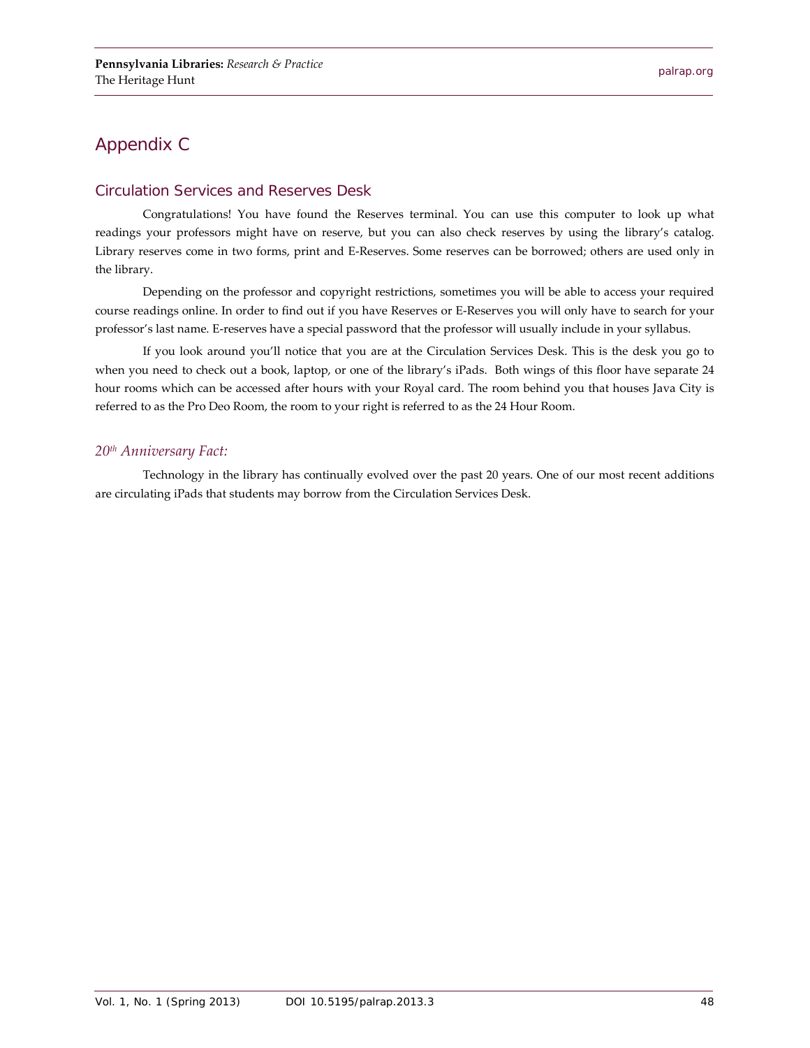## Appendix C

### Circulation Services and Reserves Desk

Congratulations! You have found the Reserves terminal. You can use this computer to look up what readings your professors might have on reserve, but you can also check reserves by using the library's catalog. Library reserves come in two forms, print and E-Reserves. Some reserves can be borrowed; others are used only in the library.

Depending on the professor and copyright restrictions, sometimes you will be able to access your required course readings online. In order to find out if you have Reserves or E-Reserves you will only have to search for your professor's last name. E-reserves have a special password that the professor will usually include in your syllabus.

If you look around you'll notice that you are at the Circulation Services Desk. This is the desk you go to when you need to check out a book, laptop, or one of the library's iPads. Both wings of this floor have separate 24 hour rooms which can be accessed after hours with your Royal card. The room behind you that houses Java City is referred to as the Pro Deo Room, the room to your right is referred to as the 24 Hour Room.

#### *20th Anniversary Fact:*

Technology in the library has continually evolved over the past 20 years. One of our most recent additions are circulating iPads that students may borrow from the Circulation Services Desk.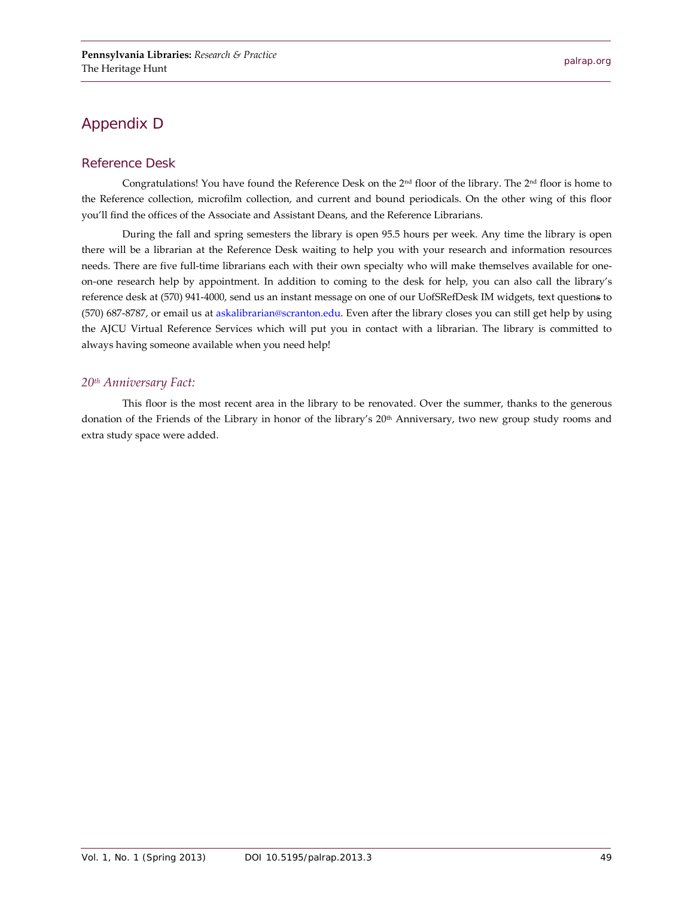## Appendix D

### Reference Desk

Congratulations! You have found the Reference Desk on the 2nd floor of the library. The 2nd floor is home to the Reference collection, microfilm collection, and current and bound periodicals. On the other wing of this floor you'll find the offices of the Associate and Assistant Deans, and the Reference Librarians.

During the fall and spring semesters the library is open 95.5 hours per week. Any time the library is open there will be a librarian at the Reference Desk waiting to help you with your research and information resources needs. There are five full-time librarians each with their own specialty who will make themselves available for one-on-one research help by appointment. In addition to coming to the desk for help, you can also call the library's reference desk at (570) 941-4000, send us an instant message on one of our UofSRefDesk IM widgets, text questions to (570) 687-8787, or email us at askalibrarian@scranton.edu. Even after the library closes you can still get help by using the AJCU Virtual Reference Services which will put you in contact with a librarian. The library is committed to always having someone available when you need help!

#### *20th Anniversary Fact:*

This floor is the most recent area in the library to be renovated. Over the summer, thanks to the generous donation of the Friends of the Library in honor of the library's 20th Anniversary, two new group study rooms and extra study space were added.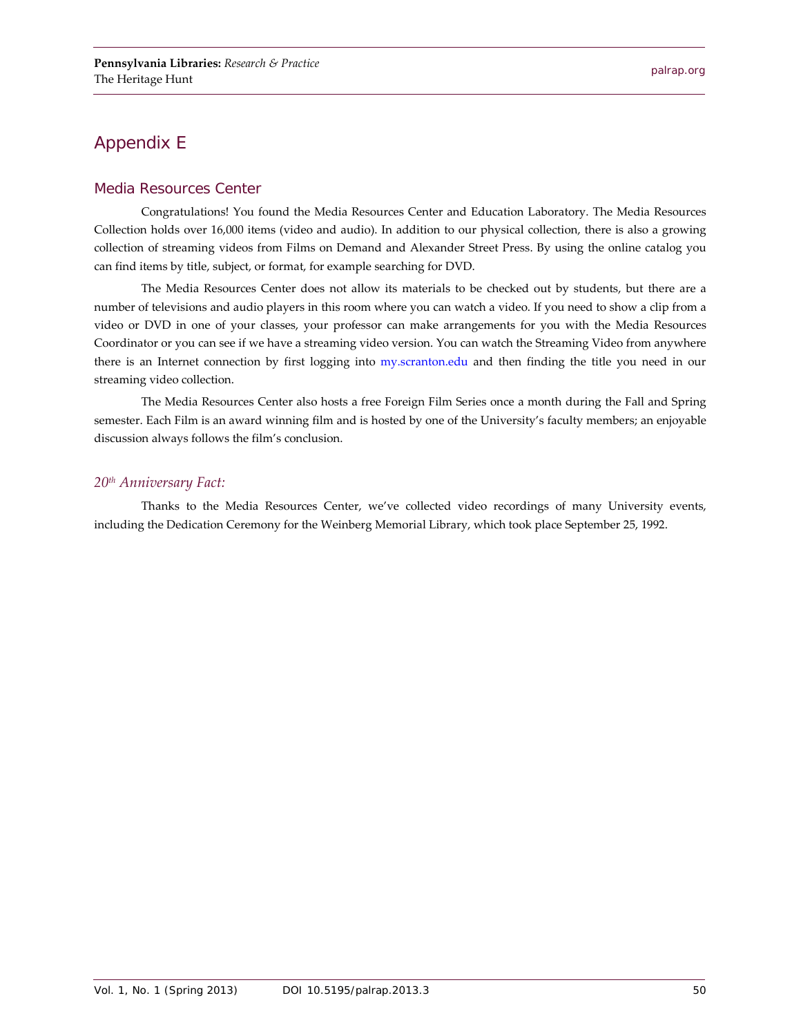## Appendix E

### Media Resources Center

Congratulations! You found the Media Resources Center and Education Laboratory. The Media Resources Collection holds over 16,000 items (video and audio). In addition to our physical collection, there is also a growing collection of streaming videos from Films on Demand and Alexander Street Press. By using the online catalog you can find items by title, subject, or format, for example searching for DVD.

The Media Resources Center does not allow its materials to be checked out by students, but there are a number of televisions and audio players in this room where you can watch a video. If you need to show a clip from a video or DVD in one of your classes, your professor can make arrangements for you with the Media Resources Coordinator or you can see if we have a streaming video version. You can watch the Streaming Video from anywhere there is an Internet connection by first logging into my.scranton.edu and then finding the title you need in our streaming video collection.

The Media Resources Center also hosts a free Foreign Film Series once a month during the Fall and Spring semester. Each Film is an award winning film and is hosted by one of the University's faculty members; an enjoyable discussion always follows the film's conclusion.

### *20th Anniversary Fact:*

Thanks to the Media Resources Center, we've collected video recordings of many University events, including the Dedication Ceremony for the Weinberg Memorial Library, which took place September 25, 1992.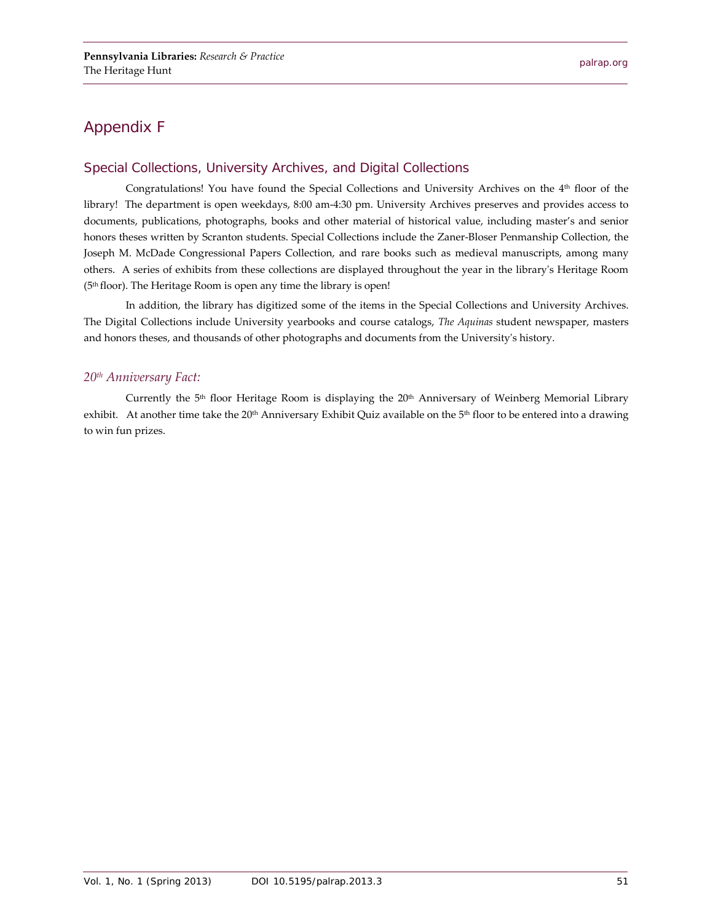## Appendix F

### Special Collections, University Archives, and Digital Collections

Congratulations! You have found the Special Collections and University Archives on the 4th floor of the library! The department is open weekdays, 8:00 am-4:30 pm. University Archives preserves and provides access to documents, publications, photographs, books and other material of historical value, including master's and senior honors theses written by Scranton students. Special Collections include the Zaner-Bloser Penmanship Collection, the Joseph M. McDade Congressional Papers Collection, and rare books such as medieval manuscripts, among many others. A series of exhibits from these collections are displayed throughout the year in the library's Heritage Room (5th floor). The Heritage Room is open any time the library is open!

In addition, the library has digitized some of the items in the Special Collections and University Archives. The Digital Collections include University yearbooks and course catalogs, *The Aquinas* student newspaper, masters and honors theses, and thousands of other photographs and documents from the University's history.

#### *20th Anniversary Fact:*

Currently the 5th floor Heritage Room is displaying the 20th Anniversary of Weinberg Memorial Library exhibit. At another time take the 20th Anniversary Exhibit Quiz available on the 5th floor to be entered into a drawing to win fun prizes.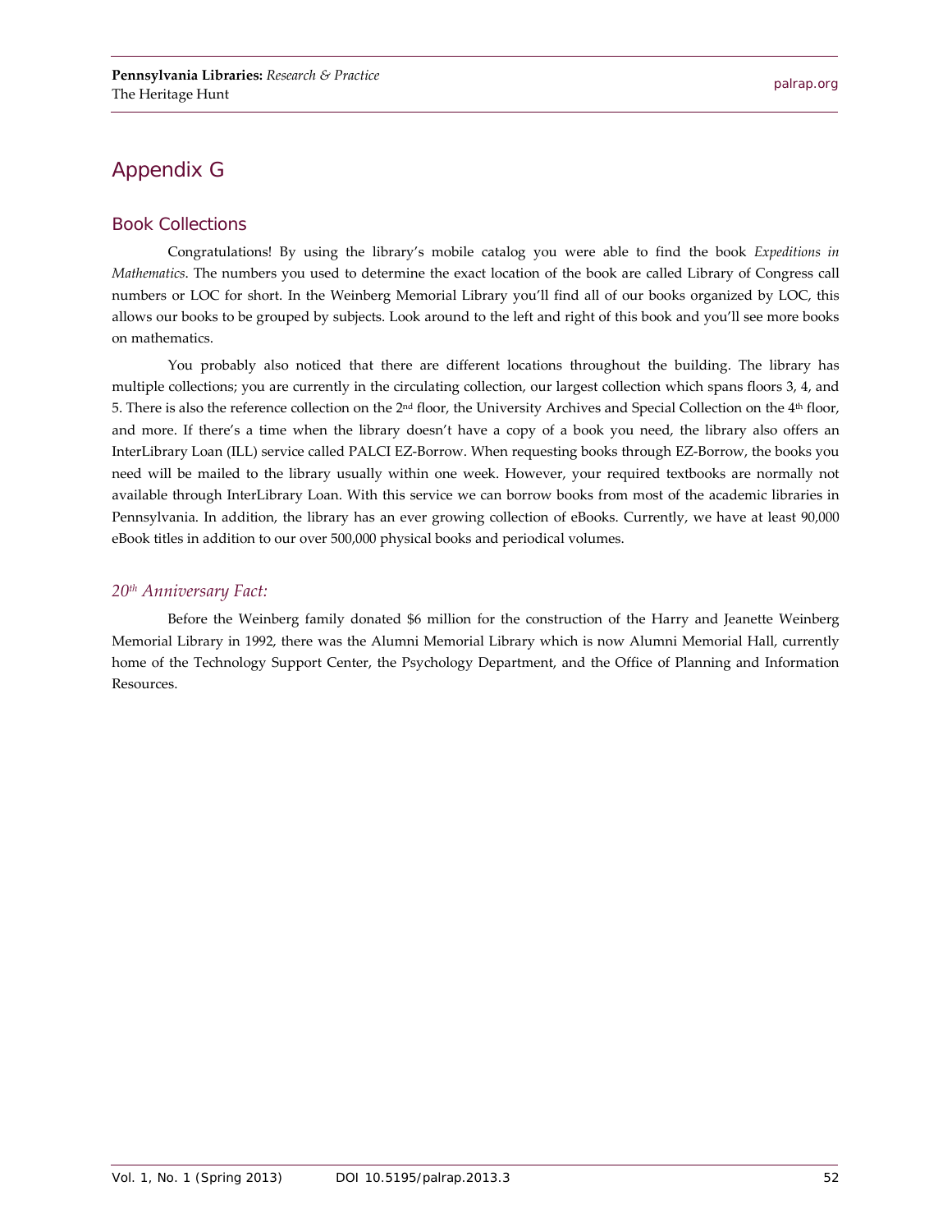# Appendix G

## Book Collections

Congratulations! By using the library's mobile catalog you were able to find the book *Expeditions in Mathematics*. The numbers you used to determine the exact location of the book are called Library of Congress call numbers or LOC for short. In the Weinberg Memorial Library you'll find all of our books organized by LOC, this allows our books to be grouped by subjects. Look around to the left and right of this book and you'll see more books on mathematics.

You probably also noticed that there are different locations throughout the building. The library has multiple collections; you are currently in the circulating collection, our largest collection which spans floors 3, 4, and 5. There is also the reference collection on the 2nd floor, the University Archives and Special Collection on the 4th floor, and more. If there's a time when the library doesn't have a copy of a book you need, the library also offers an InterLibrary Loan (ILL) service called PALCI EZ-Borrow. When requesting books through EZ-Borrow, the books you need will be mailed to the library usually within one week. However, your required textbooks are normally not available through InterLibrary Loan. With this service we can borrow books from most of the academic libraries in Pennsylvania. In addition, the library has an ever growing collection of eBooks. Currently, we have at least 90,000 eBook titles in addition to our over 500,000 physical books and periodical volumes.

### *20th Anniversary Fact:*

Before the Weinberg family donated $6 million for the construction of the Harry and Jeanette Weinberg Memorial Library in 1992, there was the Alumni Memorial Library which is now Alumni Memorial Hall, currently home of the Technology Support Center, the Psychology Department, and the Office of Planning and Information Resources.